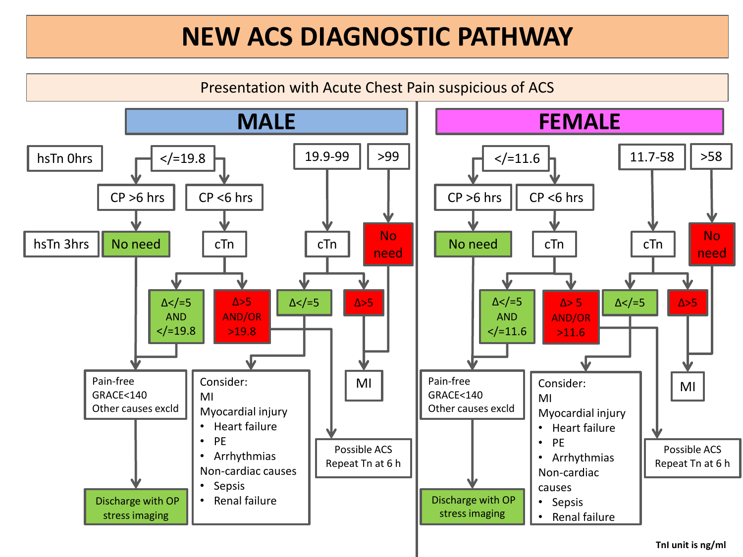# NEW ACS DIAGNOSTIC PATHWAY

Presentation with Acute Chest Pain suspicious of ACS

## MALE

**hsTn 0hrs**

- **</=19.8**
  - **CP >6 hrs** → **No need** (hsTn 3hrs) → Pain-free, GRACE<140, Other causes excld → Discharge with OP stress imaging
  - **CP <6 hrs** → **cTn**
    - **Δ</=5 AND </=19.8** → Pain-free, GRACE<140, Other causes excld → Discharge with OP stress imaging
    - **Δ>5 AND/OR >19.8** → Possible ACS, Repeat Tn at 6 h
- **19.9-99** → **cTn**
  - **Δ</=5** → Consider: MI; Myocardial injury (Heart failure, PE, Arrhythmias); Non-cardiac causes (Sepsis, Renal failure)
  - **Δ>5** → MI
- **>99** → **No need** → MI

## FEMALE

- **</=11.6**
  - **CP >6 hrs** → **No need** → Pain-free, GRACE<140, Other causes excld → Discharge with OP stress imaging
  - **CP <6 hrs** → **cTn**
    - **Δ</=5 AND </=11.6** → Pain-free, GRACE<140, Other causes excld → Discharge with OP stress imaging
    - **Δ> 5 AND/OR >11.6** → Possible ACS, Repeat Tn at 6 h
- **11.7-58** → **cTn**
  - **Δ</=5** → Consider: MI; Myocardial injury (Heart failure, PE, Arrhythmias); Non-cardiac causes (Sepsis, Renal failure)
  - **Δ>5** → MI
- **>58** → **No need** → MI

Consider:
MI
Myocardial injury
- Heart failure
- PE
- Arrhythmias

Non-cardiac causes
- Sepsis
- Renal failure

**TnI unit is ng/ml**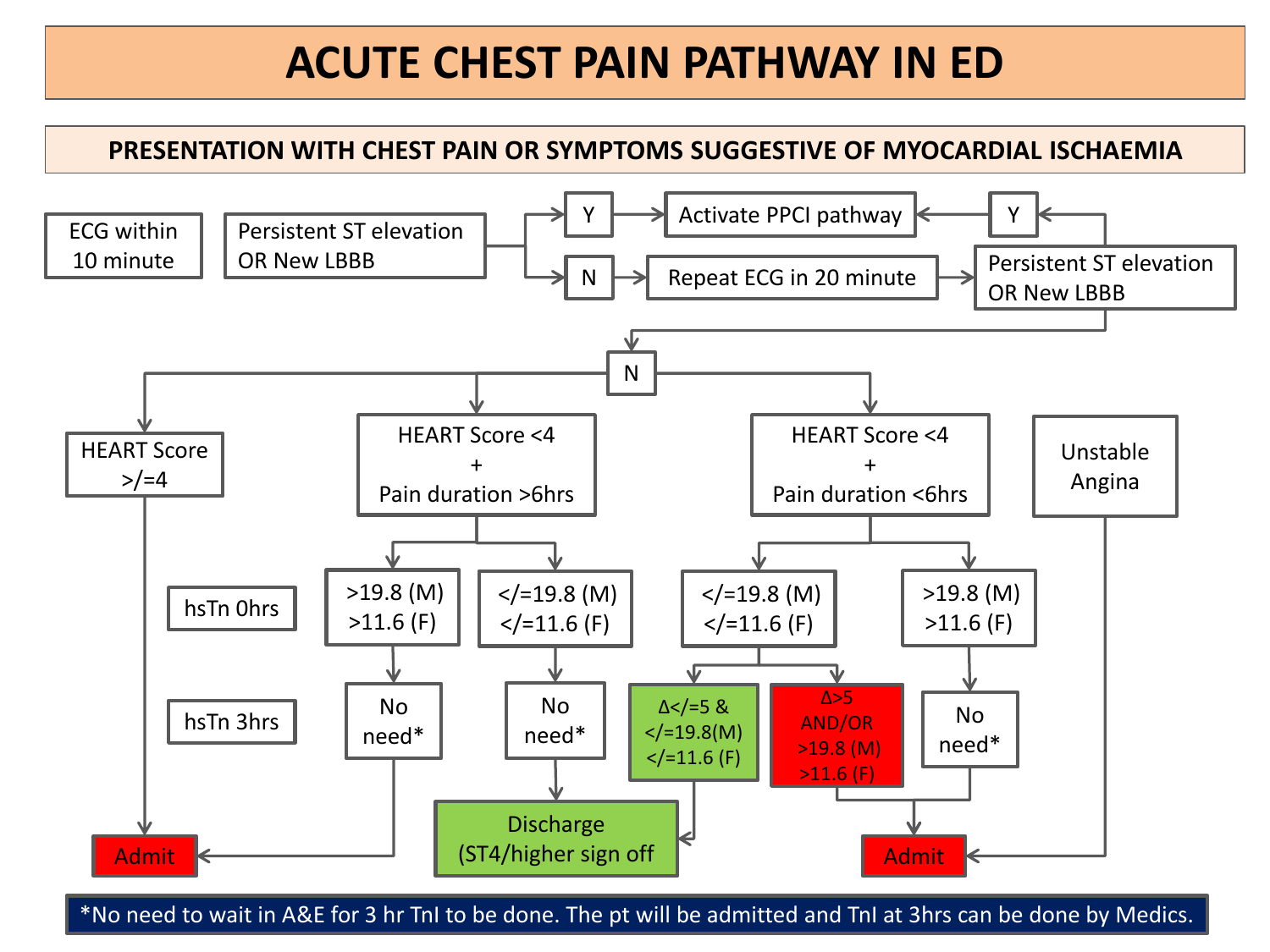# ACUTE CHEST PAIN PATHWAY IN ED

## PRESENTATION WITH CHEST PAIN OR SYMPTOMS SUGGESTIVE OF MYOCARDIAL ISCHAEMIA

ECG within 10 minute

Persistent ST elevation OR New LBBB

Y

Activate PPCI pathway

N

Repeat ECG in 20 minute

Persistent ST elevation OR New LBBB

Y

N

HEART Score >/=4

HEART Score <4 + Pain duration >6hrs

HEART Score <4 + Pain duration <6hrs

Unstable Angina

hsTn 0hrs

>19.8 (M) >11.6 (F)

</=19.8 (M) </=11.6 (F)

</=19.8 (M) </=11.6 (F)

>19.8 (M) >11.6 (F)

hsTn 3hrs

No need*

No need*

Δ</=5 & </=19.8(M) </=11.6 (F)

Δ>5 AND/OR >19.8 (M) >11.6 (F)

No need*

Admit

Discharge (ST4/higher sign off

Admit

*No need to wait in A&E for 3 hr TnI to be done. The pt will be admitted and TnI at 3hrs can be done by Medics.